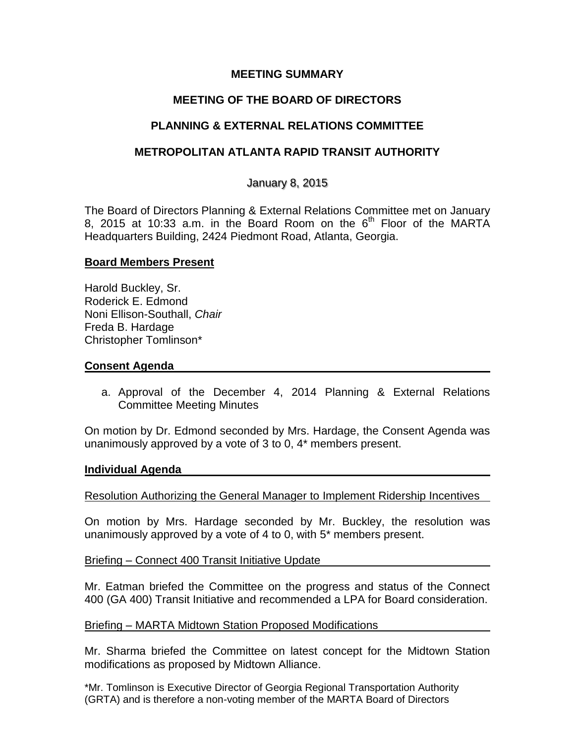# MEETING SUMMARY

# MEETING OF THE BOARD OF DIRECTORS

# PLANNING & EXTERNAL RELATIONS COMMITTEE

# METROPOLITAN ATLANTA RAPID TRANSIT AUTHORITY

January 8, 2015

The Board of Directors Planning & External Relations Committee met on January 8, 2015 at 10:33 a.m. in the Board Room on the 6th Floor of the MARTA Headquarters Building, 2424 Piedmont Road, Atlanta, Georgia.

## Board Members Present

Harold Buckley, Sr.
Roderick E. Edmond
Noni Ellison-Southall, *Chair*
Freda B. Hardage
Christopher Tomlinson*

## Consent Agenda

a. Approval of the December 4, 2014 Planning & External Relations Committee Meeting Minutes

On motion by Dr. Edmond seconded by Mrs. Hardage, the Consent Agenda was unanimously approved by a vote of 3 to 0, 4* members present.

## Individual Agenda

Resolution Authorizing the General Manager to Implement Ridership Incentives

On motion by Mrs. Hardage seconded by Mr. Buckley, the resolution was unanimously approved by a vote of 4 to 0, with 5* members present.

Briefing – Connect 400 Transit Initiative Update

Mr. Eatman briefed the Committee on the progress and status of the Connect 400 (GA 400) Transit Initiative and recommended a LPA for Board consideration.

Briefing – MARTA Midtown Station Proposed Modifications

Mr. Sharma briefed the Committee on latest concept for the Midtown Station modifications as proposed by Midtown Alliance.

*Mr. Tomlinson is Executive Director of Georgia Regional Transportation Authority (GRTA) and is therefore a non-voting member of the MARTA Board of Directors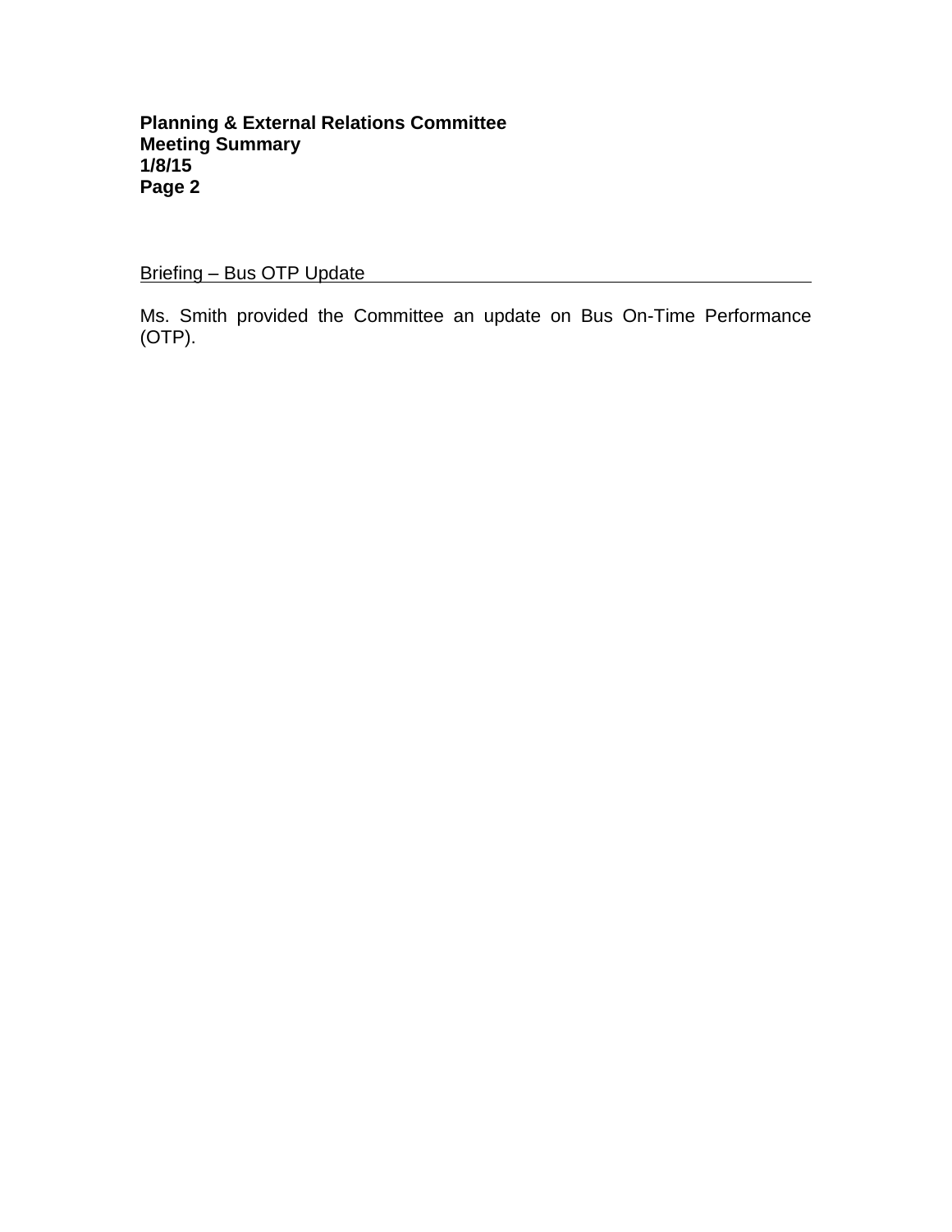Briefing – Bus OTP Update

Ms. Smith provided the Committee an update on Bus On-Time Performance (OTP).